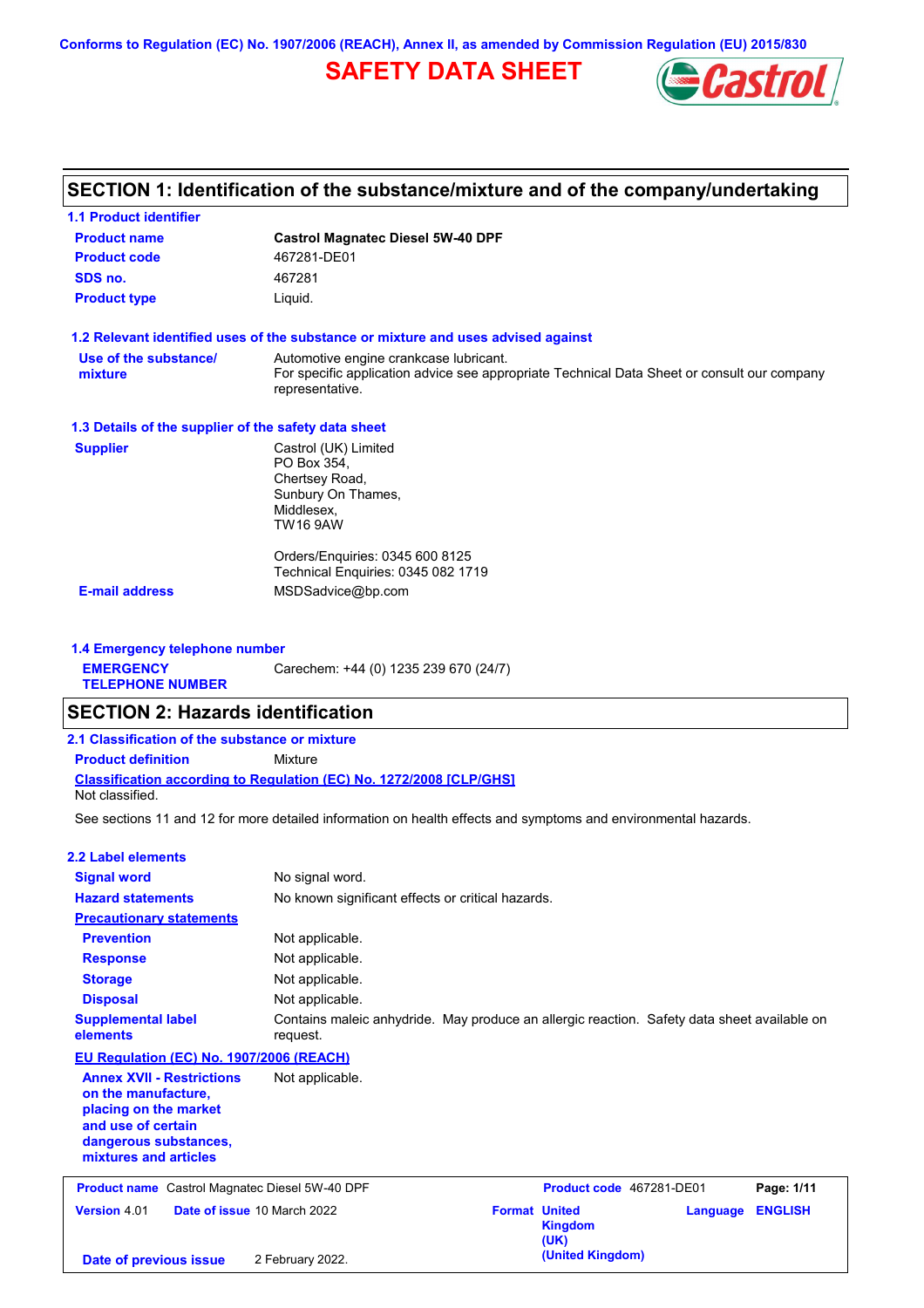Conforms to Regulation (EC) No. 1907/2006 (REACH), Annex II, as amended by Commission Regulation (EU) 2015/830

# SAFETY DATA SHEET

## SECTION 1: Identification of the substance/mixture and of the company/undertaking

### 1.1 Product identifier

| | |
|---|---|
| **Product name** | **Castrol Magnatec Diesel 5W-40 DPF** |
| **Product code** | 467281-DE01 |
| **SDS no.** | 467281 |
| **Product type** | Liquid. |

### 1.2 Relevant identified uses of the substance or mixture and uses advised against

| | |
|---|---|
| **Use of the substance/ mixture** | Automotive engine crankcase lubricant. For specific application advice see appropriate Technical Data Sheet or consult our company representative. |

### 1.3 Details of the supplier of the safety data sheet

| | |
|---|---|
| **Supplier** | Castrol (UK) Limited<br>PO Box 354,<br>Chertsey Road,<br>Sunbury On Thames,<br>Middlesex,<br>TW16 9AW<br><br>Orders/Enquiries: 0345 600 8125<br>Technical Enquiries: 0345 082 1719 |
| **E-mail address** | MSDSadvice@bp.com |

### 1.4 Emergency telephone number

| | |
|---|---|
| **EMERGENCY TELEPHONE NUMBER** | Carechem: +44 (0) 1235 239 670 (24/7) |

## SECTION 2: Hazards identification

### 2.1 Classification of the substance or mixture

**Product definition** Mixture

**Classification according to Regulation (EC) No. 1272/2008 [CLP/GHS]**

Not classified.

See sections 11 and 12 for more detailed information on health effects and symptoms and environmental hazards.

### 2.2 Label elements

| | |
|---|---|
| **Signal word** | No signal word. |
| **Hazard statements** | No known significant effects or critical hazards. |
| **Precautionary statements** | |
| **Prevention** | Not applicable. |
| **Response** | Not applicable. |
| **Storage** | Not applicable. |
| **Disposal** | Not applicable. |
| **Supplemental label elements** | Contains maleic anhydride. May produce an allergic reaction. Safety data sheet available on request. |

**EU Regulation (EC) No. 1907/2006 (REACH)**

| | |
|---|---|
| **Annex XVII - Restrictions on the manufacture, placing on the market and use of certain dangerous substances, mixtures and articles** | Not applicable. |

| | | | |
|---|---|---|---|
| **Product name** Castrol Magnatec Diesel 5W-40 DPF | | **Product code** 467281-DE01 | |
| **Version** 4.01 | **Date of issue** 10 March 2022 | **Format** United Kingdom (UK) (United Kingdom) | **Language** ENGLISH |
| **Date of previous issue** | 2 February 2022. | | |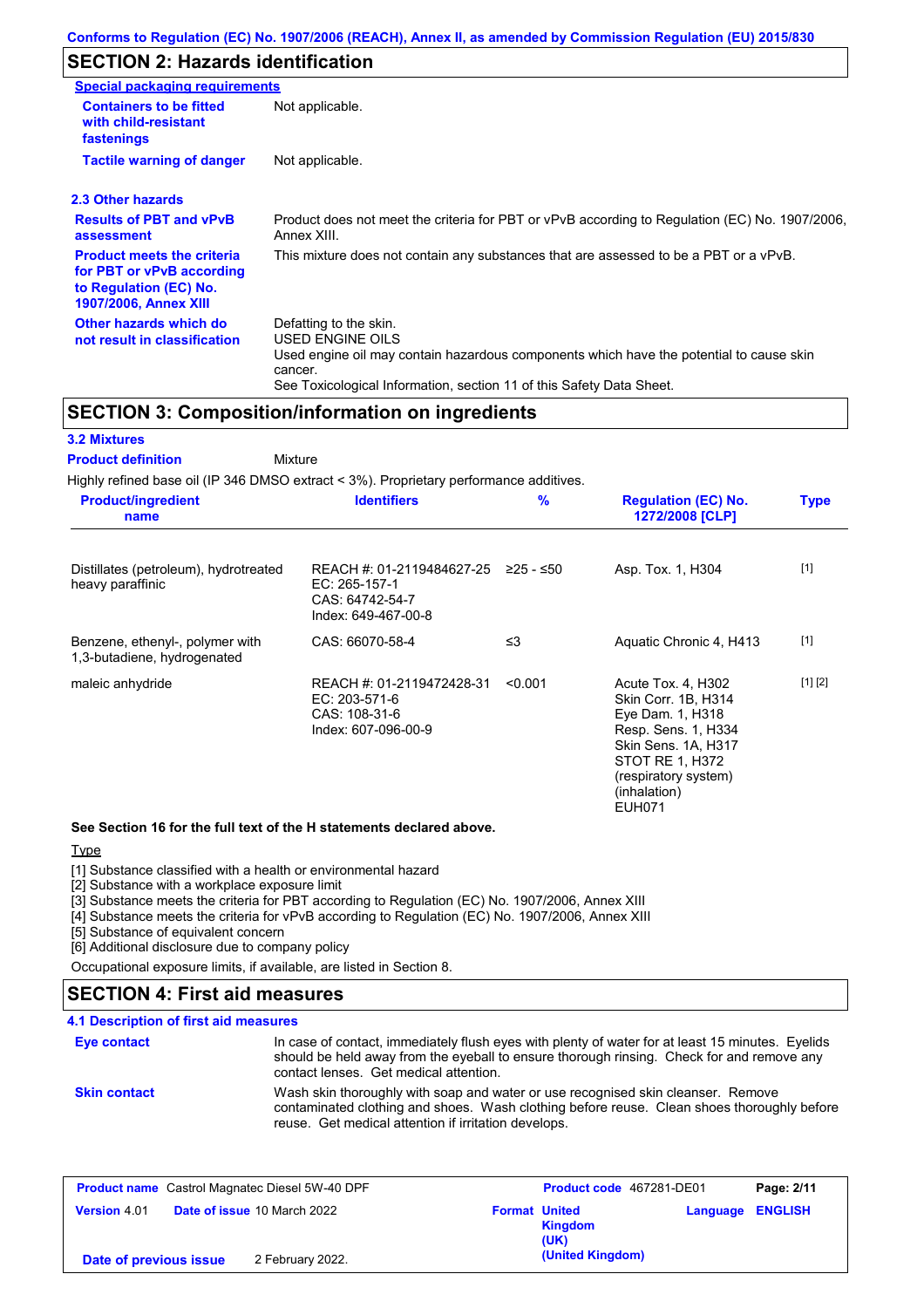Conforms to Regulation (EC) No. 1907/2006 (REACH), Annex II, as amended by Commission Regulation (EU) 2015/830

## SECTION 2: Hazards identification

**Special packaging requirements**

| | |
|---|---|
| **Containers to be fitted with child-resistant fastenings** | Not applicable. |
| **Tactile warning of danger** | Not applicable. |

### 2.3 Other hazards

| | |
|---|---|
| **Results of PBT and vPvB assessment** | Product does not meet the criteria for PBT or vPvB according to Regulation (EC) No. 1907/2006, Annex XIII. |
| **Product meets the criteria for PBT or vPvB according to Regulation (EC) No. 1907/2006, Annex XIII** | This mixture does not contain any substances that are assessed to be a PBT or a vPvB. |
| **Other hazards which do not result in classification** | Defatting to the skin.<br>USED ENGINE OILS<br>Used engine oil may contain hazardous components which have the potential to cause skin cancer.<br>See Toxicological Information, section 11 of this Safety Data Sheet. |

## SECTION 3: Composition/information on ingredients

### 3.2 Mixtures

**Product definition** Mixture

Highly refined base oil (IP 346 DMSO extract < 3%). Proprietary performance additives.

| Product/ingredient name | Identifiers | % | Regulation (EC) No. 1272/2008 [CLP] | Type |
|---|---|---|---|---|
| Distillates (petroleum), hydrotreated heavy paraffinic | REACH #: 01-2119484627-25<br>EC: 265-157-1<br>CAS: 64742-54-7<br>Index: 649-467-00-8 | ≥25 - ≤50 | Asp. Tox. 1, H304 | [1] |
| Benzene, ethenyl-, polymer with 1,3-butadiene, hydrogenated | CAS: 66070-58-4 | ≤3 | Aquatic Chronic 4, H413 | [1] |
| maleic anhydride | REACH #: 01-2119472428-31<br>EC: 203-571-6<br>CAS: 108-31-6<br>Index: 607-096-00-9 | <0.001 | Acute Tox. 4, H302<br>Skin Corr. 1B, H314<br>Eye Dam. 1, H318<br>Resp. Sens. 1, H334<br>Skin Sens. 1A, H317<br>STOT RE 1, H372 (respiratory system) (inhalation)<br>EUH071 | [1] [2] |

**See Section 16 for the full text of the H statements declared above.**

Type

[1] Substance classified with a health or environmental hazard
[2] Substance with a workplace exposure limit
[3] Substance meets the criteria for PBT according to Regulation (EC) No. 1907/2006, Annex XIII
[4] Substance meets the criteria for vPvB according to Regulation (EC) No. 1907/2006, Annex XIII
[5] Substance of equivalent concern
[6] Additional disclosure due to company policy

Occupational exposure limits, if available, are listed in Section 8.

## SECTION 4: First aid measures

### 4.1 Description of first aid measures

| | |
|---|---|
| **Eye contact** | In case of contact, immediately flush eyes with plenty of water for at least 15 minutes. Eyelids should be held away from the eyeball to ensure thorough rinsing. Check for and remove any contact lenses. Get medical attention. |
| **Skin contact** | Wash skin thoroughly with soap and water or use recognised skin cleanser. Remove contaminated clothing and shoes. Wash clothing before reuse. Clean shoes thoroughly before reuse. Get medical attention if irritation develops. |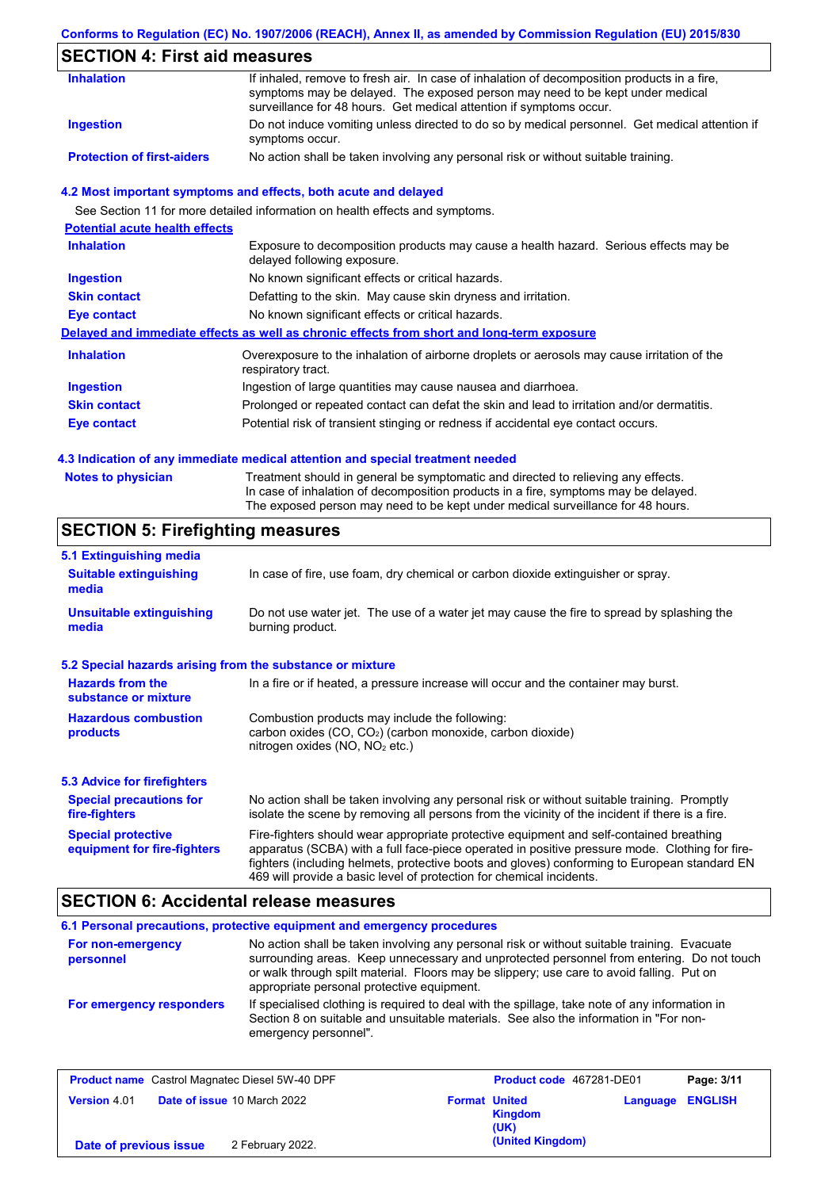## SECTION 4: First aid measures

| | |
|---|---|
| **Inhalation** | If inhaled, remove to fresh air. In case of inhalation of decomposition products in a fire, symptoms may be delayed. The exposed person may need to be kept under medical surveillance for 48 hours. Get medical attention if symptoms occur. |
| **Ingestion** | Do not induce vomiting unless directed to do so by medical personnel. Get medical attention if symptoms occur. |
| **Protection of first-aiders** | No action shall be taken involving any personal risk or without suitable training. |

### 4.2 Most important symptoms and effects, both acute and delayed

See Section 11 for more detailed information on health effects and symptoms.

**Potential acute health effects**

| | |
|---|---|
| **Inhalation** | Exposure to decomposition products may cause a health hazard. Serious effects may be delayed following exposure. |
| **Ingestion** | No known significant effects or critical hazards. |
| **Skin contact** | Defatting to the skin. May cause skin dryness and irritation. |
| **Eye contact** | No known significant effects or critical hazards. |

**Delayed and immediate effects as well as chronic effects from short and long-term exposure**

| | |
|---|---|
| **Inhalation** | Overexposure to the inhalation of airborne droplets or aerosols may cause irritation of the respiratory tract. |
| **Ingestion** | Ingestion of large quantities may cause nausea and diarrhoea. |
| **Skin contact** | Prolonged or repeated contact can defat the skin and lead to irritation and/or dermatitis. |
| **Eye contact** | Potential risk of transient stinging or redness if accidental eye contact occurs. |

### 4.3 Indication of any immediate medical attention and special treatment needed

| | |
|---|---|
| **Notes to physician** | Treatment should in general be symptomatic and directed to relieving any effects. In case of inhalation of decomposition products in a fire, symptoms may be delayed. The exposed person may need to be kept under medical surveillance for 48 hours. |

## SECTION 5: Firefighting measures

### 5.1 Extinguishing media

| | |
|---|---|
| **Suitable extinguishing media** | In case of fire, use foam, dry chemical or carbon dioxide extinguisher or spray. |
| **Unsuitable extinguishing media** | Do not use water jet. The use of a water jet may cause the fire to spread by splashing the burning product. |

### 5.2 Special hazards arising from the substance or mixture

| | |
|---|---|
| **Hazards from the substance or mixture** | In a fire or if heated, a pressure increase will occur and the container may burst. |
| **Hazardous combustion products** | Combustion products may include the following: carbon oxides (CO, $CO_2$) (carbon monoxide, carbon dioxide) nitrogen oxides (NO, $NO_2$ etc.) |

### 5.3 Advice for firefighters

| | |
|---|---|
| **Special precautions for fire-fighters** | No action shall be taken involving any personal risk or without suitable training. Promptly isolate the scene by removing all persons from the vicinity of the incident if there is a fire. |
| **Special protective equipment for fire-fighters** | Fire-fighters should wear appropriate protective equipment and self-contained breathing apparatus (SCBA) with a full face-piece operated in positive pressure mode. Clothing for fire-fighters (including helmets, protective boots and gloves) conforming to European standard EN 469 will provide a basic level of protection for chemical incidents. |

## SECTION 6: Accidental release measures

### 6.1 Personal precautions, protective equipment and emergency procedures

| | |
|---|---|
| **For non-emergency personnel** | No action shall be taken involving any personal risk or without suitable training. Evacuate surrounding areas. Keep unnecessary and unprotected personnel from entering. Do not touch or walk through spilt material. Floors may be slippery; use care to avoid falling. Put on appropriate personal protective equipment. |
| **For emergency responders** | If specialised clothing is required to deal with the spillage, take note of any information in Section 8 on suitable and unsuitable materials. See also the information in "For non-emergency personnel". |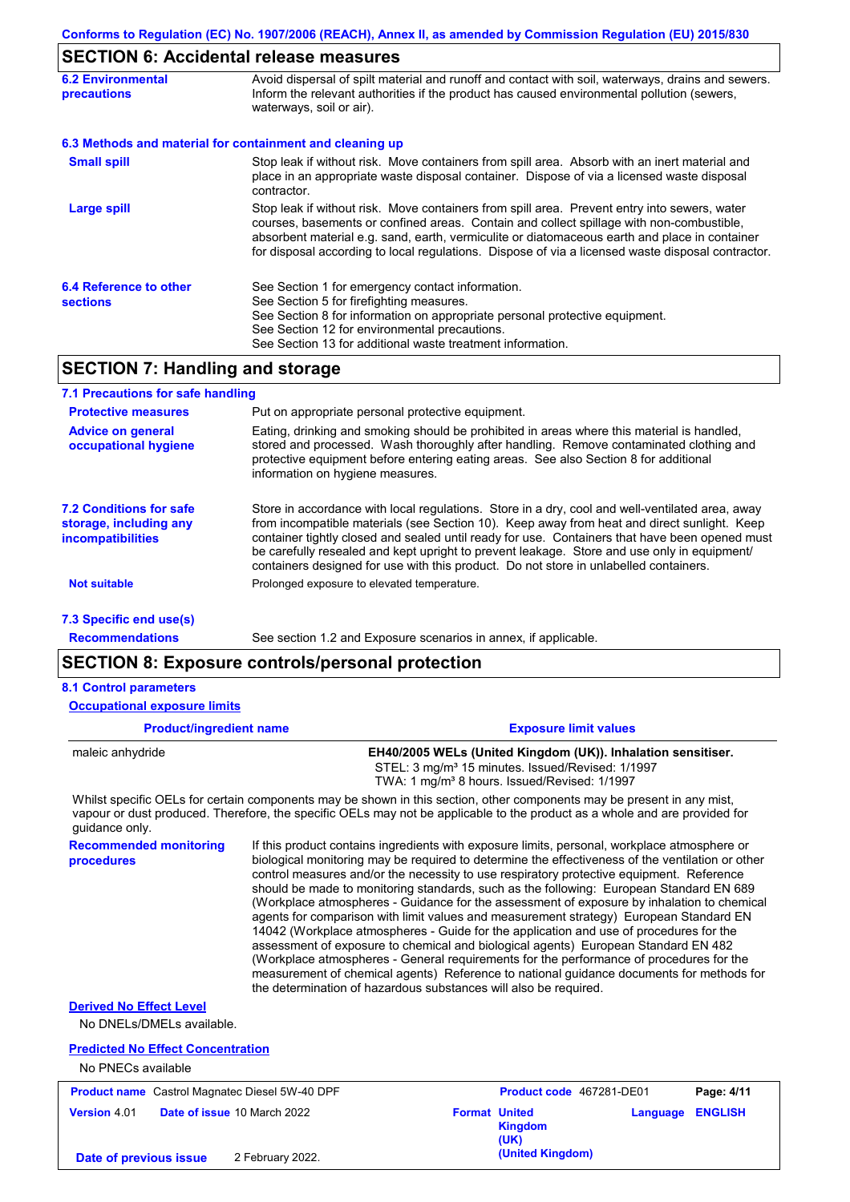## SECTION 6: Accidental release measures

**6.2 Environmental precautions**

Avoid dispersal of spilt material and runoff and contact with soil, waterways, drains and sewers. Inform the relevant authorities if the product has caused environmental pollution (sewers, waterways, soil or air).

### 6.3 Methods and material for containment and cleaning up

**Small spill**

Stop leak if without risk. Move containers from spill area. Absorb with an inert material and place in an appropriate waste disposal container. Dispose of via a licensed waste disposal contractor.

**Large spill**

Stop leak if without risk. Move containers from spill area. Prevent entry into sewers, water courses, basements or confined areas. Contain and collect spillage with non-combustible, absorbent material e.g. sand, earth, vermiculite or diatomaceous earth and place in container for disposal according to local regulations. Dispose of via a licensed waste disposal contractor.

**6.4 Reference to other sections**

See Section 1 for emergency contact information.
See Section 5 for firefighting measures.
See Section 8 for information on appropriate personal protective equipment.
See Section 12 for environmental precautions.
See Section 13 for additional waste treatment information.

## SECTION 7: Handling and storage

### 7.1 Precautions for safe handling

**Protective measures**

Put on appropriate personal protective equipment.

**Advice on general occupational hygiene**

Eating, drinking and smoking should be prohibited in areas where this material is handled, stored and processed. Wash thoroughly after handling. Remove contaminated clothing and protective equipment before entering eating areas. See also Section 8 for additional information on hygiene measures.

**7.2 Conditions for safe storage, including any incompatibilities**

Store in accordance with local regulations. Store in a dry, cool and well-ventilated area, away from incompatible materials (see Section 10). Keep away from heat and direct sunlight. Keep container tightly closed and sealed until ready for use. Containers that have been opened must be carefully resealed and kept upright to prevent leakage. Store and use only in equipment/ containers designed for use with this product. Do not store in unlabelled containers.

**Not suitable**

Prolonged exposure to elevated temperature.

### 7.3 Specific end use(s)

**Recommendations**

See section 1.2 and Exposure scenarios in annex, if applicable.

## SECTION 8: Exposure controls/personal protection

### 8.1 Control parameters

**Occupational exposure limits**

| Product/ingredient name | Exposure limit values |
| --- | --- |
| maleic anhydride | **EH40/2005 WELs (United Kingdom (UK)). Inhalation sensitiser.**<br>STEL: 3 mg/m³ 15 minutes. Issued/Revised: 1/1997<br>TWA: 1 mg/m³ 8 hours. Issued/Revised: 1/1997 |

Whilst specific OELs for certain components may be shown in this section, other components may be present in any mist, vapour or dust produced. Therefore, the specific OELs may not be applicable to the product as a whole and are provided for guidance only.

**Recommended monitoring procedures**

If this product contains ingredients with exposure limits, personal, workplace atmosphere or biological monitoring may be required to determine the effectiveness of the ventilation or other control measures and/or the necessity to use respiratory protective equipment. Reference should be made to monitoring standards, such as the following: European Standard EN 689 (Workplace atmospheres - Guidance for the assessment of exposure by inhalation to chemical agents for comparison with limit values and measurement strategy) European Standard EN 14042 (Workplace atmospheres - Guide for the application and use of procedures for the assessment of exposure to chemical and biological agents) European Standard EN 482 (Workplace atmospheres - General requirements for the performance of procedures for the measurement of chemical agents) Reference to national guidance documents for methods for the determination of hazardous substances will also be required.

**Derived No Effect Level**

No DNELs/DMELs available.

**Predicted No Effect Concentration**

No PNECs available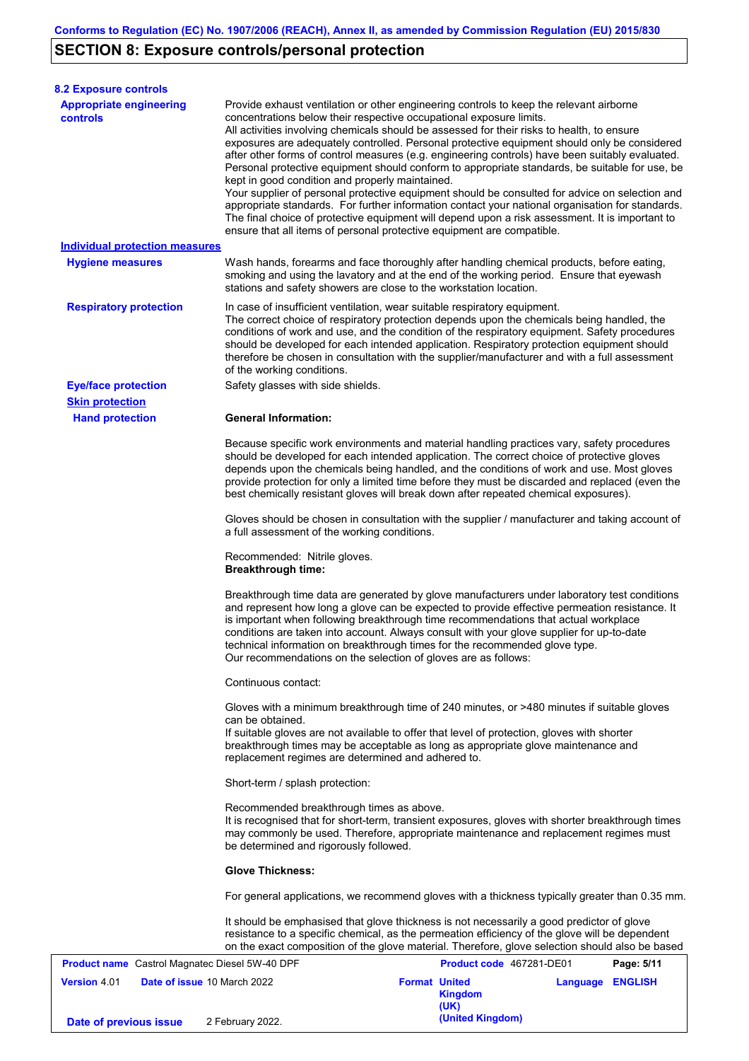## SECTION 8: Exposure controls/personal protection

### 8.2 Exposure controls

**Appropriate engineering controls**

Provide exhaust ventilation or other engineering controls to keep the relevant airborne concentrations below their respective occupational exposure limits.
All activities involving chemicals should be assessed for their risks to health, to ensure exposures are adequately controlled. Personal protective equipment should only be considered after other forms of control measures (e.g. engineering controls) have been suitably evaluated. Personal protective equipment should conform to appropriate standards, be suitable for use, be kept in good condition and properly maintained.
Your supplier of personal protective equipment should be consulted for advice on selection and appropriate standards. For further information contact your national organisation for standards. The final choice of protective equipment will depend upon a risk assessment. It is important to ensure that all items of personal protective equipment are compatible.

**Individual protection measures**

**Hygiene measures**

Wash hands, forearms and face thoroughly after handling chemical products, before eating, smoking and using the lavatory and at the end of the working period. Ensure that eyewash stations and safety showers are close to the workstation location.

**Respiratory protection**

In case of insufficient ventilation, wear suitable respiratory equipment.
The correct choice of respiratory protection depends upon the chemicals being handled, the conditions of work and use, and the condition of the respiratory equipment. Safety procedures should be developed for each intended application. Respiratory protection equipment should therefore be chosen in consultation with the supplier/manufacturer and with a full assessment of the working conditions.

**Eye/face protection**

Safety glasses with side shields.

**Skin protection**

**Hand protection**

**General Information:**

Because specific work environments and material handling practices vary, safety procedures should be developed for each intended application. The correct choice of protective gloves depends upon the chemicals being handled, and the conditions of work and use. Most gloves provide protection for only a limited time before they must be discarded and replaced (even the best chemically resistant gloves will break down after repeated chemical exposures).

Gloves should be chosen in consultation with the supplier / manufacturer and taking account of a full assessment of the working conditions.

Recommended: Nitrile gloves.
**Breakthrough time:**

Breakthrough time data are generated by glove manufacturers under laboratory test conditions and represent how long a glove can be expected to provide effective permeation resistance. It is important when following breakthrough time recommendations that actual workplace conditions are taken into account. Always consult with your glove supplier for up-to-date technical information on breakthrough times for the recommended glove type.
Our recommendations on the selection of gloves are as follows:

Continuous contact:

Gloves with a minimum breakthrough time of 240 minutes, or >480 minutes if suitable gloves can be obtained.
If suitable gloves are not available to offer that level of protection, gloves with shorter breakthrough times may be acceptable as long as appropriate glove maintenance and replacement regimes are determined and adhered to.

Short-term / splash protection:

Recommended breakthrough times as above.
It is recognised that for short-term, transient exposures, gloves with shorter breakthrough times may commonly be used. Therefore, appropriate maintenance and replacement regimes must be determined and rigorously followed.

**Glove Thickness:**

For general applications, we recommend gloves with a thickness typically greater than 0.35 mm.

It should be emphasised that glove thickness is not necessarily a good predictor of glove resistance to a specific chemical, as the permeation efficiency of the glove will be dependent on the exact composition of the glove material. Therefore, glove selection should also be based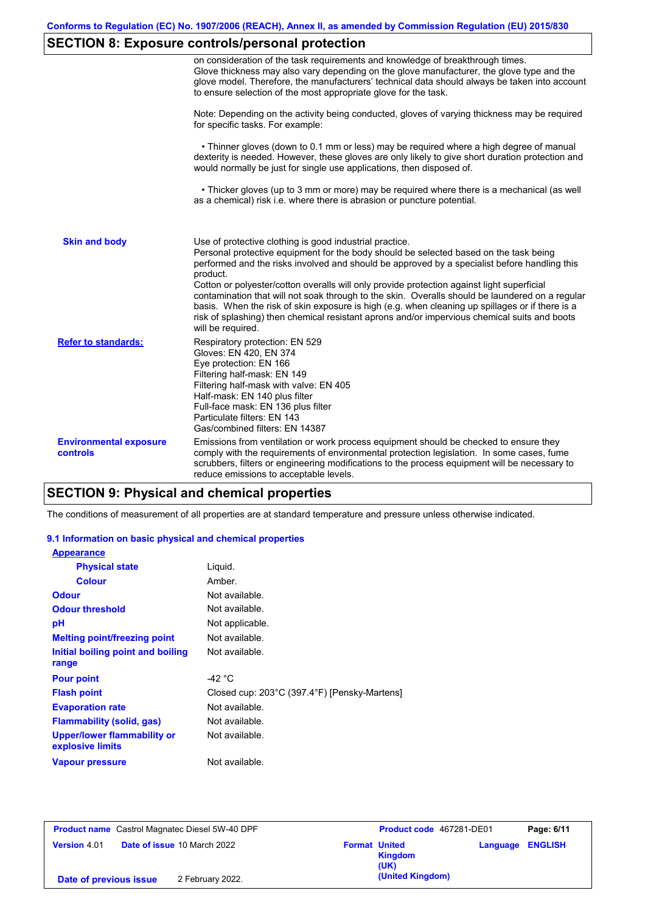## SECTION 8: Exposure controls/personal protection

on consideration of the task requirements and knowledge of breakthrough times. Glove thickness may also vary depending on the glove manufacturer, the glove type and the glove model. Therefore, the manufacturers' technical data should always be taken into account to ensure selection of the most appropriate glove for the task.

Note: Depending on the activity being conducted, gloves of varying thickness may be required for specific tasks. For example:

• Thinner gloves (down to 0.1 mm or less) may be required where a high degree of manual dexterity is needed. However, these gloves are only likely to give short duration protection and would normally be just for single use applications, then disposed of.

• Thicker gloves (up to 3 mm or more) may be required where there is a mechanical (as well as a chemical) risk i.e. where there is abrasion or puncture potential.

**Skin and body**

Use of protective clothing is good industrial practice.
Personal protective equipment for the body should be selected based on the task being performed and the risks involved and should be approved by a specialist before handling this product.
Cotton or polyester/cotton overalls will only provide protection against light superficial contamination that will not soak through to the skin. Overalls should be laundered on a regular basis. When the risk of skin exposure is high (e.g. when cleaning up spillages or if there is a risk of splashing) then chemical resistant aprons and/or impervious chemical suits and boots will be required.

**Refer to standards:**

Respiratory protection: EN 529
Gloves: EN 420, EN 374
Eye protection: EN 166
Filtering half-mask: EN 149
Filtering half-mask with valve: EN 405
Half-mask: EN 140 plus filter
Full-face mask: EN 136 plus filter
Particulate filters: EN 143
Gas/combined filters: EN 14387

**Environmental exposure controls**

Emissions from ventilation or work process equipment should be checked to ensure they comply with the requirements of environmental protection legislation. In some cases, fume scrubbers, filters or engineering modifications to the process equipment will be necessary to reduce emissions to acceptable levels.

## SECTION 9: Physical and chemical properties

The conditions of measurement of all properties are at standard temperature and pressure unless otherwise indicated.

### 9.1 Information on basic physical and chemical properties

**Appearance**

| Property | Value |
|---|---|
| Physical state | Liquid. |
| Colour | Amber. |
| Odour | Not available. |
| Odour threshold | Not available. |
| pH | Not applicable. |
| Melting point/freezing point | Not available. |
| Initial boiling point and boiling range | Not available. |
| Pour point | -42 °C |
| Flash point | Closed cup: 203°C (397.4°F) [Pensky-Martens] |
| Evaporation rate | Not available. |
| Flammability (solid, gas) | Not available. |
| Upper/lower flammability or explosive limits | Not available. |
| Vapour pressure | Not available. |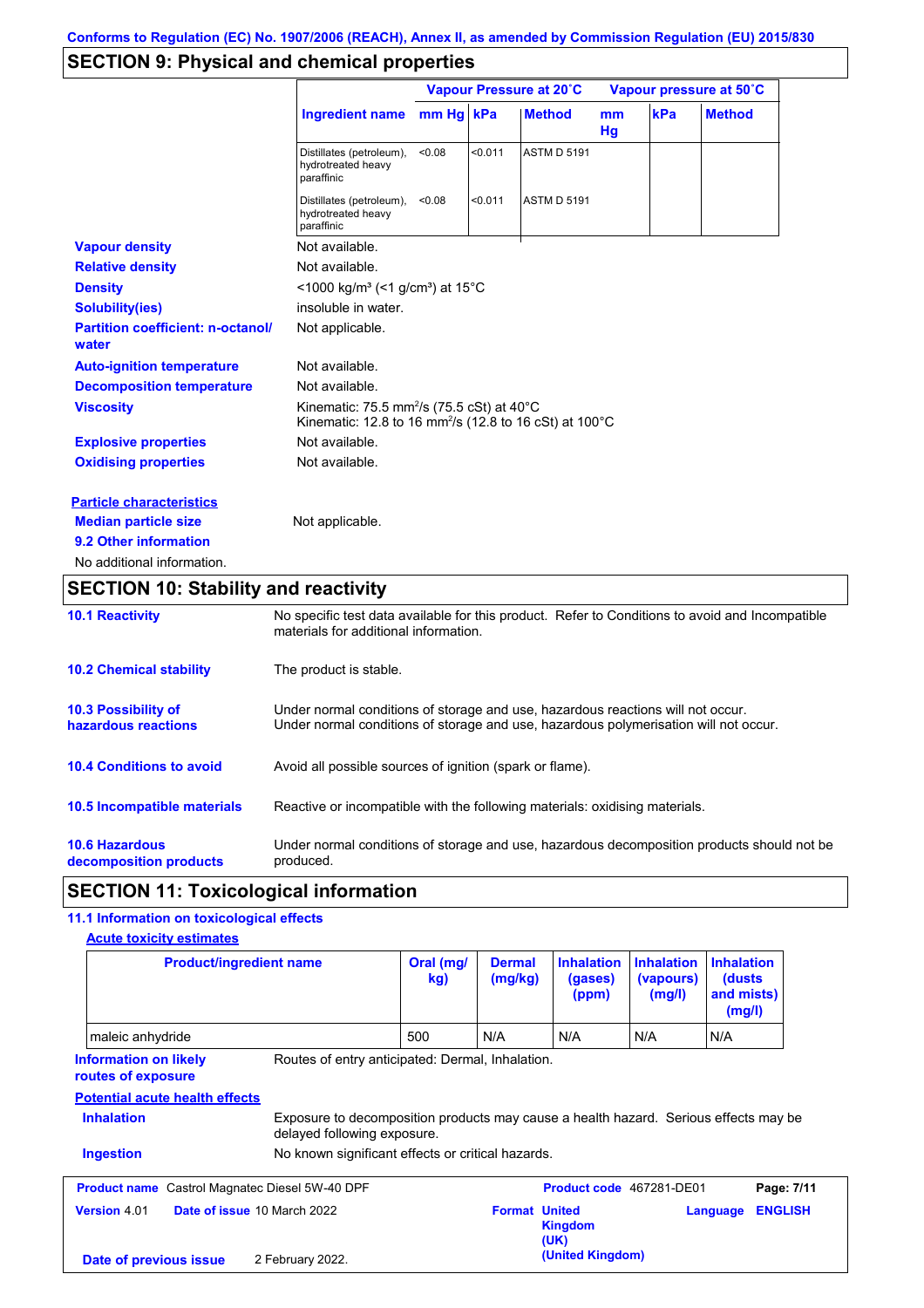## SECTION 9: Physical and chemical properties

| | Vapour Pressure at 20˚C | | | Vapour pressure at 50˚C | | |
|---|---|---|---|---|---|---|
| Ingredient name | mm Hg | kPa | Method | mm Hg | kPa | Method |
| Distillates (petroleum), hydrotreated heavy paraffinic | <0.08 | <0.011 | ASTM D 5191 | | | |
| Distillates (petroleum), hydrotreated heavy paraffinic | <0.08 | <0.011 | ASTM D 5191 | | | |

**Vapour density**: Not available.

**Relative density**: Not available.

**Density**: <1000 kg/m³ (<1 g/cm³) at 15°C

**Solubility(ies)**: insoluble in water.

**Partition coefficient: n-octanol/water**: Not applicable.

**Auto-ignition temperature**: Not available.

**Decomposition temperature**: Not available.

**Viscosity**: Kinematic: 75.5 $mm^2/s$ (75.5 cSt) at 40°C
Kinematic: 12.8 to 16 $mm^2/s$ (12.8 to 16 cSt) at 100°C

**Explosive properties**: Not available.

**Oxidising properties**: Not available.

**Particle characteristics**

**Median particle size**: Not applicable.

**9.2 Other information**

No additional information.

## SECTION 10: Stability and reactivity

**10.1 Reactivity**: No specific test data available for this product. Refer to Conditions to avoid and Incompatible materials for additional information.

**10.2 Chemical stability**: The product is stable.

**10.3 Possibility of hazardous reactions**: Under normal conditions of storage and use, hazardous reactions will not occur.
Under normal conditions of storage and use, hazardous polymerisation will not occur.

**10.4 Conditions to avoid**: Avoid all possible sources of ignition (spark or flame).

**10.5 Incompatible materials**: Reactive or incompatible with the following materials: oxidising materials.

**10.6 Hazardous decomposition products**: Under normal conditions of storage and use, hazardous decomposition products should not be produced.

## SECTION 11: Toxicological information

**11.1 Information on toxicological effects**

**Acute toxicity estimates**

| Product/ingredient name | Oral (mg/kg) | Dermal (mg/kg) | Inhalation (gases) (ppm) | Inhalation (vapours) (mg/l) | Inhalation (dusts and mists) (mg/l) |
|---|---|---|---|---|---|
| maleic anhydride | 500 | N/A | N/A | N/A | N/A |

**Information on likely routes of exposure**: Routes of entry anticipated: Dermal, Inhalation.

**Potential acute health effects**

**Inhalation**: Exposure to decomposition products may cause a health hazard. Serious effects may be delayed following exposure.

**Ingestion**: No known significant effects or critical hazards.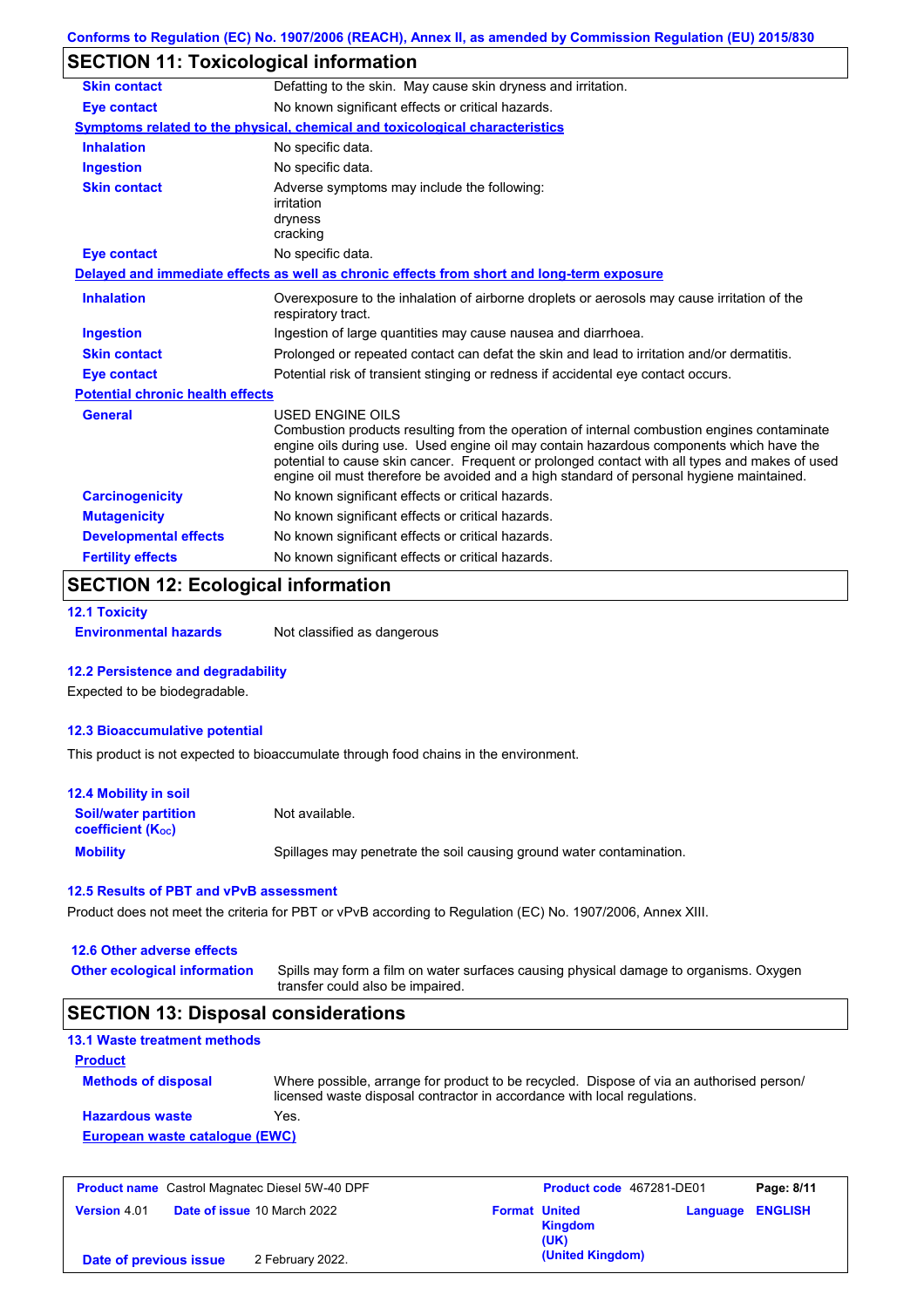Conforms to Regulation (EC) No. 1907/2006 (REACH), Annex II, as amended by Commission Regulation (EU) 2015/830

## SECTION 11: Toxicological information

| | |
|---|---|
| **Skin contact** | Defatting to the skin. May cause skin dryness and irritation. |
| **Eye contact** | No known significant effects or critical hazards. |

**Symptoms related to the physical, chemical and toxicological characteristics**

| | |
|---|---|
| **Inhalation** | No specific data. |
| **Ingestion** | No specific data. |
| **Skin contact** | Adverse symptoms may include the following: irritation dryness cracking |
| **Eye contact** | No specific data. |

**Delayed and immediate effects as well as chronic effects from short and long-term exposure**

| | |
|---|---|
| **Inhalation** | Overexposure to the inhalation of airborne droplets or aerosols may cause irritation of the respiratory tract. |
| **Ingestion** | Ingestion of large quantities may cause nausea and diarrhoea. |
| **Skin contact** | Prolonged or repeated contact can defat the skin and lead to irritation and/or dermatitis. |
| **Eye contact** | Potential risk of transient stinging or redness if accidental eye contact occurs. |

**Potential chronic health effects**

| | |
|---|---|
| **General** | USED ENGINE OILS Combustion products resulting from the operation of internal combustion engines contaminate engine oils during use. Used engine oil may contain hazardous components which have the potential to cause skin cancer. Frequent or prolonged contact with all types and makes of used engine oil must therefore be avoided and a high standard of personal hygiene maintained. |
| **Carcinogenicity** | No known significant effects or critical hazards. |
| **Mutagenicity** | No known significant effects or critical hazards. |
| **Developmental effects** | No known significant effects or critical hazards. |
| **Fertility effects** | No known significant effects or critical hazards. |

## SECTION 12: Ecological information

### 12.1 Toxicity

**Environmental hazards** Not classified as dangerous

### 12.2 Persistence and degradability

Expected to be biodegradable.

### 12.3 Bioaccumulative potential

This product is not expected to bioaccumulate through food chains in the environment.

### 12.4 Mobility in soil

| | |
|---|---|
| **Soil/water partition coefficient ($K_{OC}$)** | Not available. |
| **Mobility** | Spillages may penetrate the soil causing ground water contamination. |

### 12.5 Results of PBT and vPvB assessment

Product does not meet the criteria for PBT or vPvB according to Regulation (EC) No. 1907/2006, Annex XIII.

### 12.6 Other adverse effects

**Other ecological information** Spills may form a film on water surfaces causing physical damage to organisms. Oxygen transfer could also be impaired.

## SECTION 13: Disposal considerations

### 13.1 Waste treatment methods

**Product**

| | |
|---|---|
| **Methods of disposal** | Where possible, arrange for product to be recycled. Dispose of via an authorised person/ licensed waste disposal contractor in accordance with local regulations. |
| **Hazardous waste** | Yes. |

**European waste catalogue (EWC)**

| | | | |
|---|---|---|---|
| **Product name** Castrol Magnatec Diesel 5W-40 DPF | | **Product code** 467281-DE01 | |
| **Version** 4.01 | **Date of issue** 10 March 2022 | **Format** United Kingdom (UK) (United Kingdom) | **Language** ENGLISH |
| **Date of previous issue** | 2 February 2022. | | |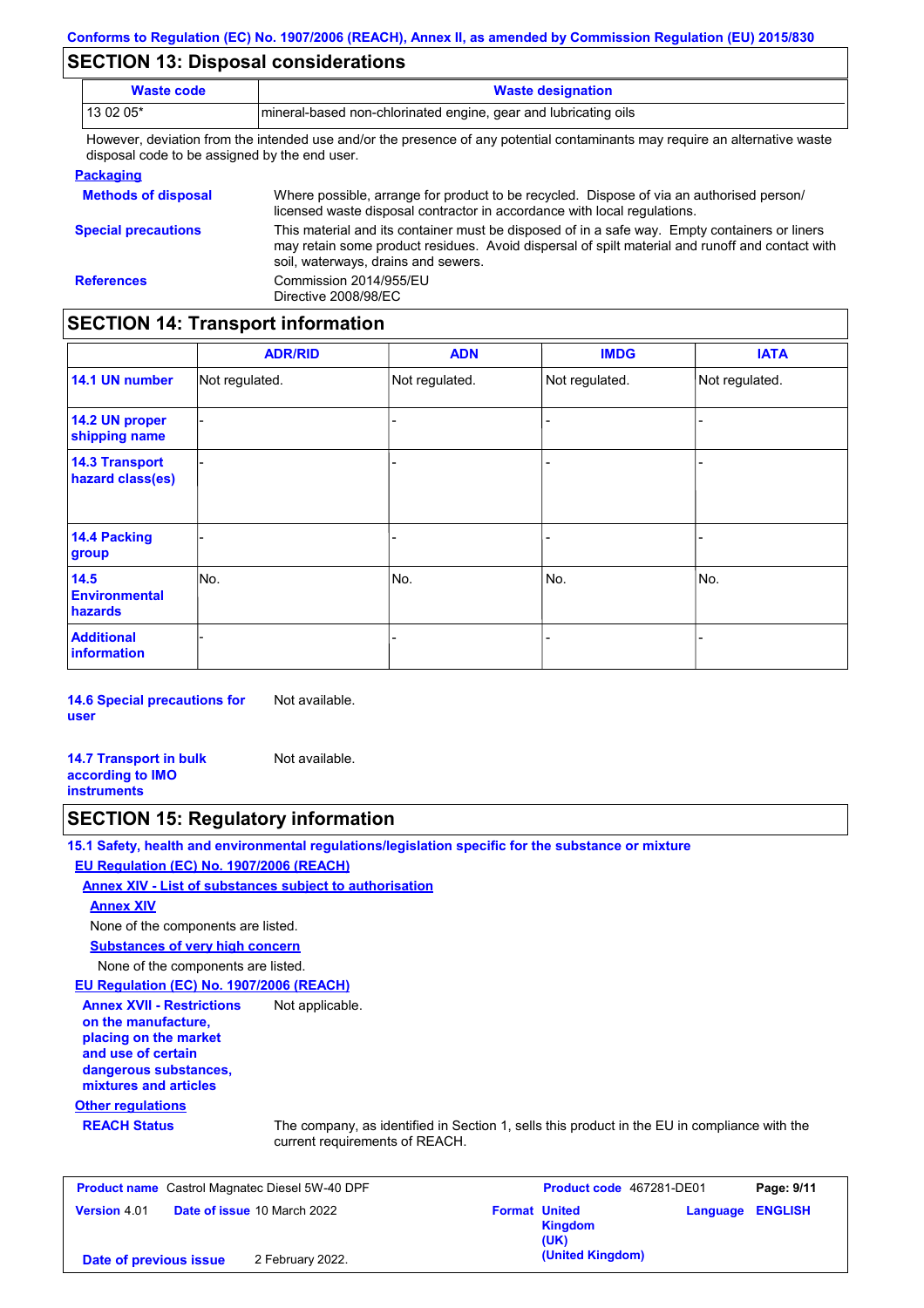## SECTION 13: Disposal considerations

| Waste code | Waste designation |
|---|---|
| 13 02 05* | mineral-based non-chlorinated engine, gear and lubricating oils |

However, deviation from the intended use and/or the presence of any potential contaminants may require an alternative waste disposal code to be assigned by the end user.

**Packaging**

**Methods of disposal** — Where possible, arrange for product to be recycled. Dispose of via an authorised person/ licensed waste disposal contractor in accordance with local regulations.

**Special precautions** — This material and its container must be disposed of in a safe way. Empty containers or liners may retain some product residues. Avoid dispersal of spilt material and runoff and contact with soil, waterways, drains and sewers.

**References** — Commission 2014/955/EU
Directive 2008/98/EC

## SECTION 14: Transport information

| | ADR/RID | ADN | IMDG | IATA |
|---|---|---|---|---|
| 14.1 UN number | Not regulated. | Not regulated. | Not regulated. | Not regulated. |
| 14.2 UN proper shipping name | - | - | - | - |
| 14.3 Transport hazard class(es) | - | - | - | - |
| 14.4 Packing group | - | - | - | - |
| 14.5 Environmental hazards | No. | No. | No. | No. |
| Additional information | - | - | - | - |

**14.6 Special precautions for user** — Not available.

**14.7 Transport in bulk according to IMO instruments** — Not available.

## SECTION 15: Regulatory information

**15.1 Safety, health and environmental regulations/legislation specific for the substance or mixture**

**EU Regulation (EC) No. 1907/2006 (REACH)**

**Annex XIV - List of substances subject to authorisation**

**Annex XIV**

None of the components are listed.

**Substances of very high concern**

None of the components are listed.

**EU Regulation (EC) No. 1907/2006 (REACH)**

**Annex XVII - Restrictions on the manufacture, placing on the market and use of certain dangerous substances, mixtures and articles** — Not applicable.

**Other regulations**

**REACH Status** — The company, as identified in Section 1, sells this product in the EU in compliance with the current requirements of REACH.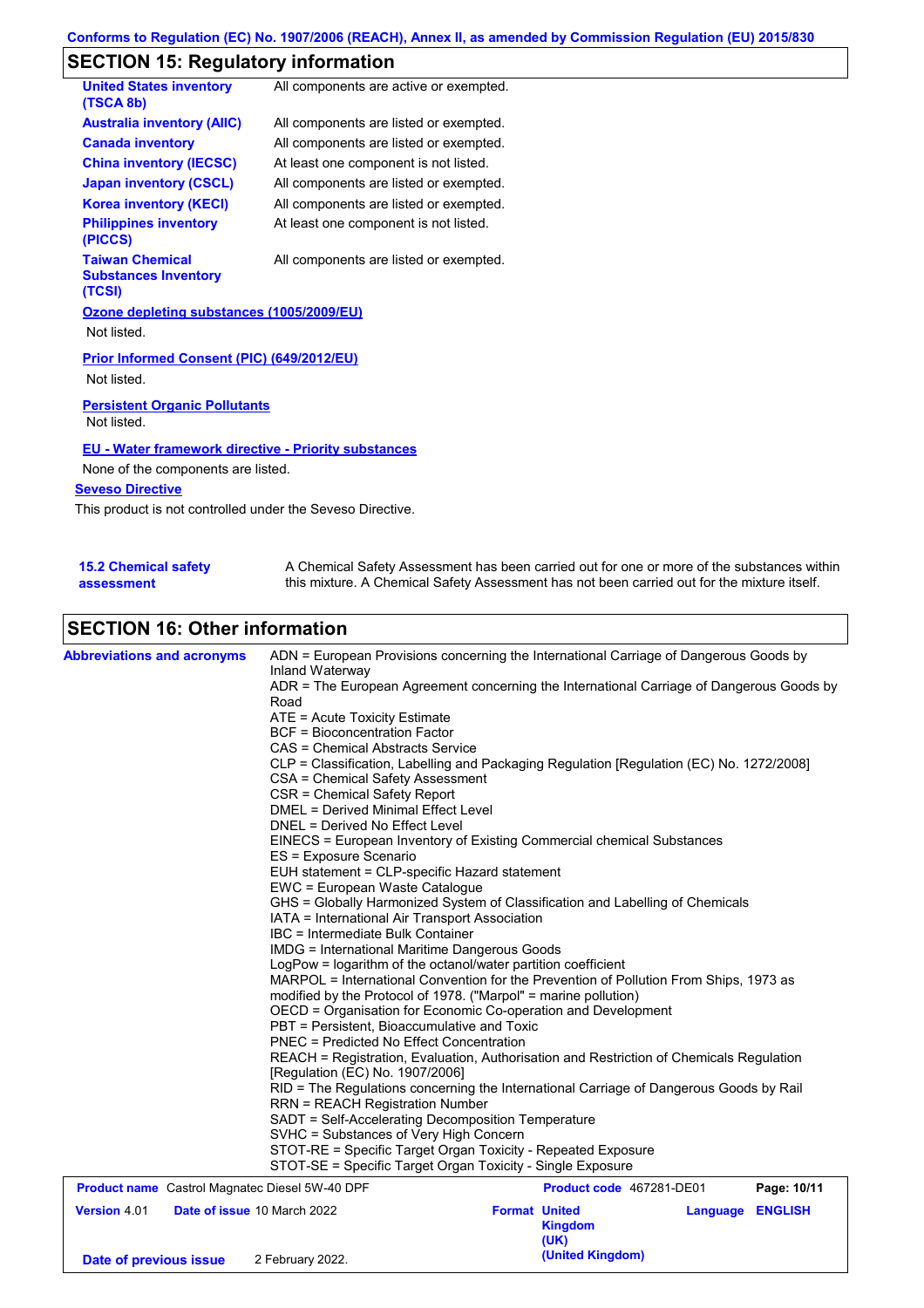## SECTION 15: Regulatory information

| | |
|---|---|
| **United States inventory (TSCA 8b)** | All components are active or exempted. |
| **Australia inventory (AIIC)** | All components are listed or exempted. |
| **Canada inventory** | All components are listed or exempted. |
| **China inventory (IECSC)** | At least one component is not listed. |
| **Japan inventory (CSCL)** | All components are listed or exempted. |
| **Korea inventory (KECI)** | All components are listed or exempted. |
| **Philippines inventory (PICCS)** | At least one component is not listed. |
| **Taiwan Chemical Substances Inventory (TCSI)** | All components are listed or exempted. |

**Ozone depleting substances (1005/2009/EU)**

Not listed.

**Prior Informed Consent (PIC) (649/2012/EU)**

Not listed.

**Persistent Organic Pollutants**

Not listed.

**EU - Water framework directive - Priority substances**

None of the components are listed.

**Seveso Directive**

This product is not controlled under the Seveso Directive.

**15.2 Chemical safety assessment**

A Chemical Safety Assessment has been carried out for one or more of the substances within this mixture. A Chemical Safety Assessment has not been carried out for the mixture itself.

## SECTION 16: Other information

**Abbreviations and acronyms**

ADN = European Provisions concerning the International Carriage of Dangerous Goods by Inland Waterway
ADR = The European Agreement concerning the International Carriage of Dangerous Goods by Road
ATE = Acute Toxicity Estimate
BCF = Bioconcentration Factor
CAS = Chemical Abstracts Service
CLP = Classification, Labelling and Packaging Regulation [Regulation (EC) No. 1272/2008]
CSA = Chemical Safety Assessment
CSR = Chemical Safety Report
DMEL = Derived Minimal Effect Level
DNEL = Derived No Effect Level
EINECS = European Inventory of Existing Commercial chemical Substances
ES = Exposure Scenario
EUH statement = CLP-specific Hazard statement
EWC = European Waste Catalogue
GHS = Globally Harmonized System of Classification and Labelling of Chemicals
IATA = International Air Transport Association
IBC = Intermediate Bulk Container
IMDG = International Maritime Dangerous Goods
LogPow = logarithm of the octanol/water partition coefficient
MARPOL = International Convention for the Prevention of Pollution From Ships, 1973 as modified by the Protocol of 1978. ("Marpol" = marine pollution)
OECD = Organisation for Economic Co-operation and Development
PBT = Persistent, Bioaccumulative and Toxic
PNEC = Predicted No Effect Concentration
REACH = Registration, Evaluation, Authorisation and Restriction of Chemicals Regulation [Regulation (EC) No. 1907/2006]
RID = The Regulations concerning the International Carriage of Dangerous Goods by Rail
RRN = REACH Registration Number
SADT = Self-Accelerating Decomposition Temperature
SVHC = Substances of Very High Concern
STOT-RE = Specific Target Organ Toxicity - Repeated Exposure
STOT-SE = Specific Target Organ Toxicity - Single Exposure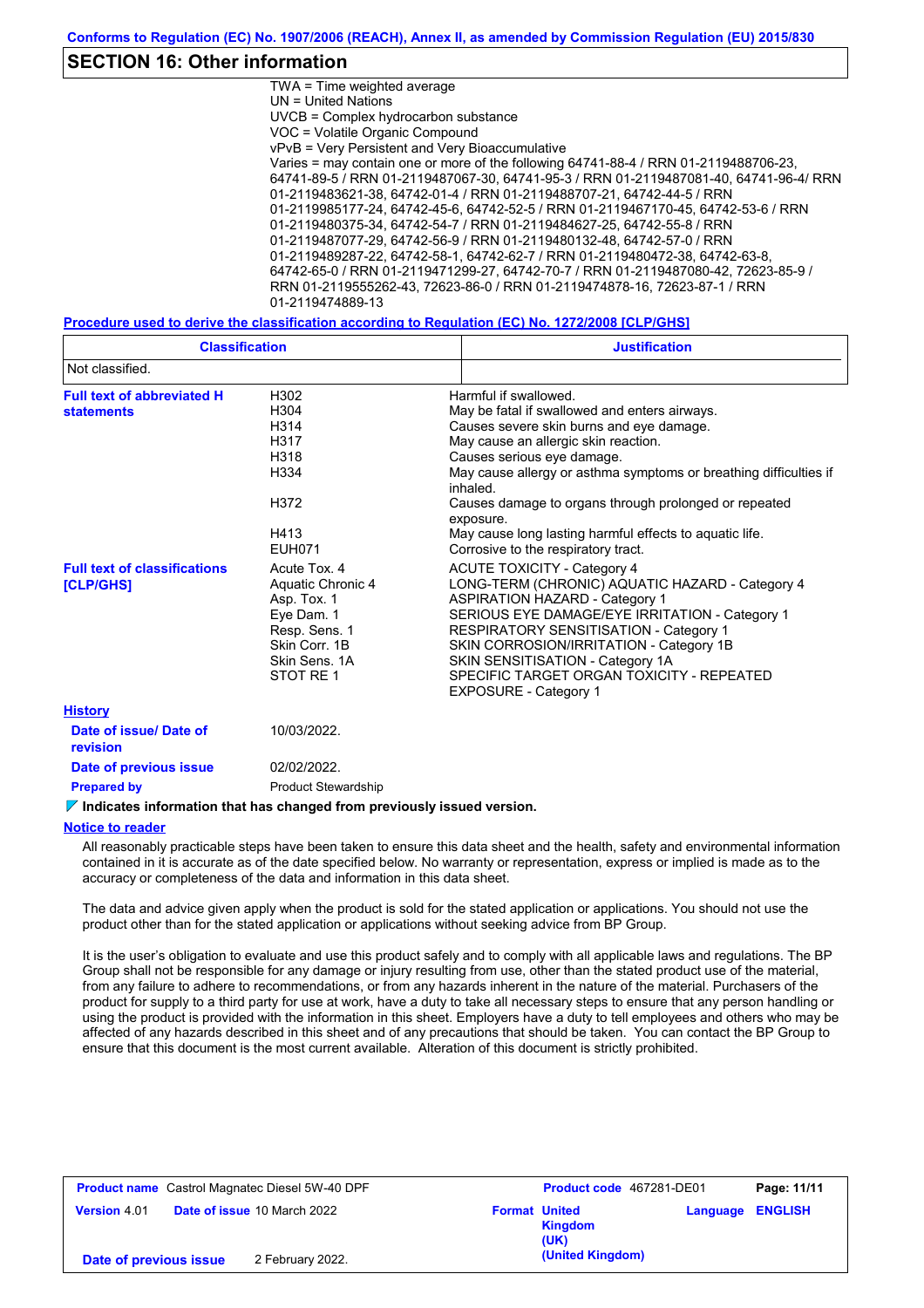## SECTION 16: Other information

TWA = Time weighted average
UN = United Nations
UVCB = Complex hydrocarbon substance
VOC = Volatile Organic Compound
vPvB = Very Persistent and Very Bioaccumulative
Varies = may contain one or more of the following 64741-88-4 / RRN 01-2119488706-23, 64741-89-5 / RRN 01-2119487067-30, 64741-95-3 / RRN 01-2119487081-40, 64741-96-4/ RRN 01-2119483621-38, 64742-01-4 / RRN 01-2119488707-21, 64742-44-5 / RRN 01-2119985177-24, 64742-45-6, 64742-52-5 / RRN 01-2119467170-45, 64742-53-6 / RRN 01-2119480375-34, 64742-54-7 / RRN 01-2119484627-25, 64742-55-8 / RRN 01-2119487077-29, 64742-56-9 / RRN 01-2119480132-48, 64742-57-0 / RRN 01-2119489287-22, 64742-58-1, 64742-62-7 / RRN 01-2119480472-38, 64742-63-8, 64742-65-0 / RRN 01-2119471299-27, 64742-70-7 / RRN 01-2119487080-42, 72623-85-9 / RRN 01-2119555262-43, 72623-86-0 / RRN 01-2119474878-16, 72623-87-1 / RRN 01-2119474889-13

**Procedure used to derive the classification according to Regulation (EC) No. 1272/2008 [CLP/GHS]**

| Classification | Justification |
|---|---|
| Not classified. | |

**Full text of abbreviated H statements**

| | | |
|---|---|---|
| | H302 | Harmful if swallowed. |
| | H304 | May be fatal if swallowed and enters airways. |
| | H314 | Causes severe skin burns and eye damage. |
| | H317 | May cause an allergic skin reaction. |
| | H318 | Causes serious eye damage. |
| | H334 | May cause allergy or asthma symptoms or breathing difficulties if inhaled. |
| | H372 | Causes damage to organs through prolonged or repeated exposure. |
| | H413 | May cause long lasting harmful effects to aquatic life. |
| | EUH071 | Corrosive to the respiratory tract. |

**Full text of classifications [CLP/GHS]**

| | | |
|---|---|---|
| | Acute Tox. 4 | ACUTE TOXICITY - Category 4 |
| | Aquatic Chronic 4 | LONG-TERM (CHRONIC) AQUATIC HAZARD - Category 4 |
| | Asp. Tox. 1 | ASPIRATION HAZARD - Category 1 |
| | Eye Dam. 1 | SERIOUS EYE DAMAGE/EYE IRRITATION - Category 1 |
| | Resp. Sens. 1 | RESPIRATORY SENSITISATION - Category 1 |
| | Skin Corr. 1B | SKIN CORROSION/IRRITATION - Category 1B |
| | Skin Sens. 1A | SKIN SENSITISATION - Category 1A |
| | STOT RE 1 | SPECIFIC TARGET ORGAN TOXICITY - REPEATED EXPOSURE - Category 1 |

**History**

**Date of issue/ Date of revision**: 10/03/2022.

**Date of previous issue**: 02/02/2022.

**Prepared by**: Product Stewardship

**Indicates information that has changed from previously issued version.**

**Notice to reader**

All reasonably practicable steps have been taken to ensure this data sheet and the health, safety and environmental information contained in it is accurate as of the date specified below. No warranty or representation, express or implied is made as to the accuracy or completeness of the data and information in this data sheet.

The data and advice given apply when the product is sold for the stated application or applications. You should not use the product other than for the stated application or applications without seeking advice from BP Group.

It is the user's obligation to evaluate and use this product safely and to comply with all applicable laws and regulations. The BP Group shall not be responsible for any damage or injury resulting from use, other than the stated product use of the material, from any failure to adhere to recommendations, or from any hazards inherent in the nature of the material. Purchasers of the product for supply to a third party for use at work, have a duty to take all necessary steps to ensure that any person handling or using the product is provided with the information in this sheet. Employers have a duty to tell employees and others who may be affected of any hazards described in this sheet and of any precautions that should be taken. You can contact the BP Group to ensure that this document is the most current available. Alteration of this document is strictly prohibited.